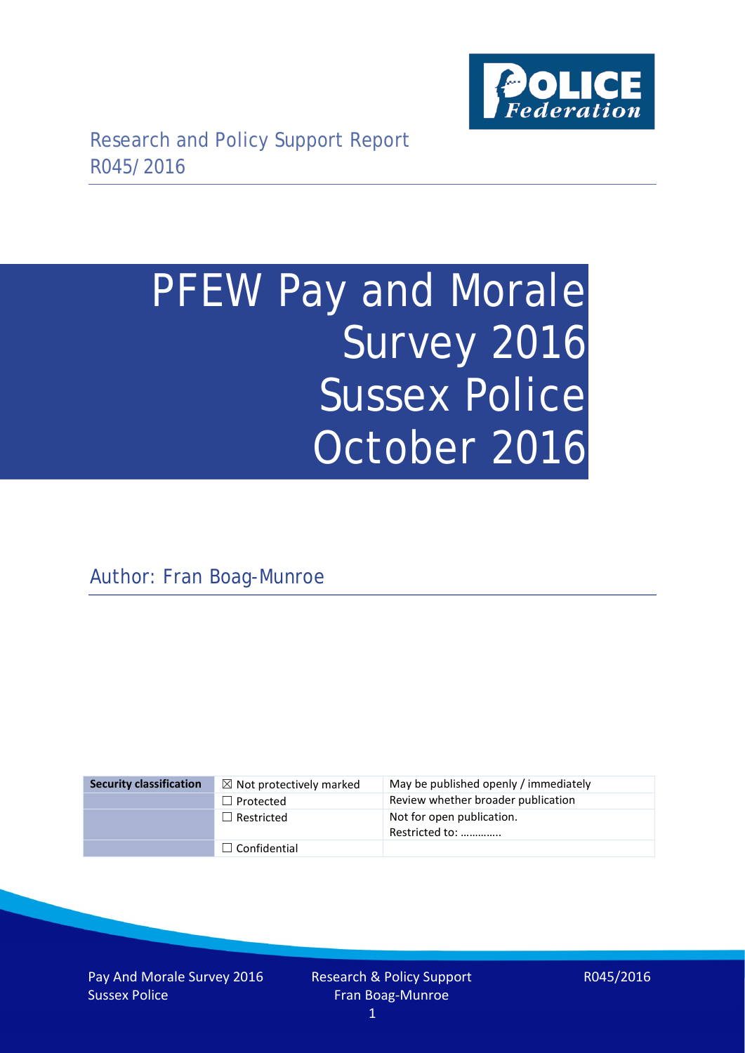Research and Policy Support Report
R045/2016

# PFEW Pay and Morale Survey 2016 Sussex Police October 2016

Author: Fran Boag-Munroe

| Security classification | ☒ Not protectively marked | May be published openly / immediately |
|---|---|---|
| | ☐ Protected | Review whether broader publication |
| | ☐ Restricted | Not for open publication. Restricted to: ………….. |
| | ☐ Confidential | |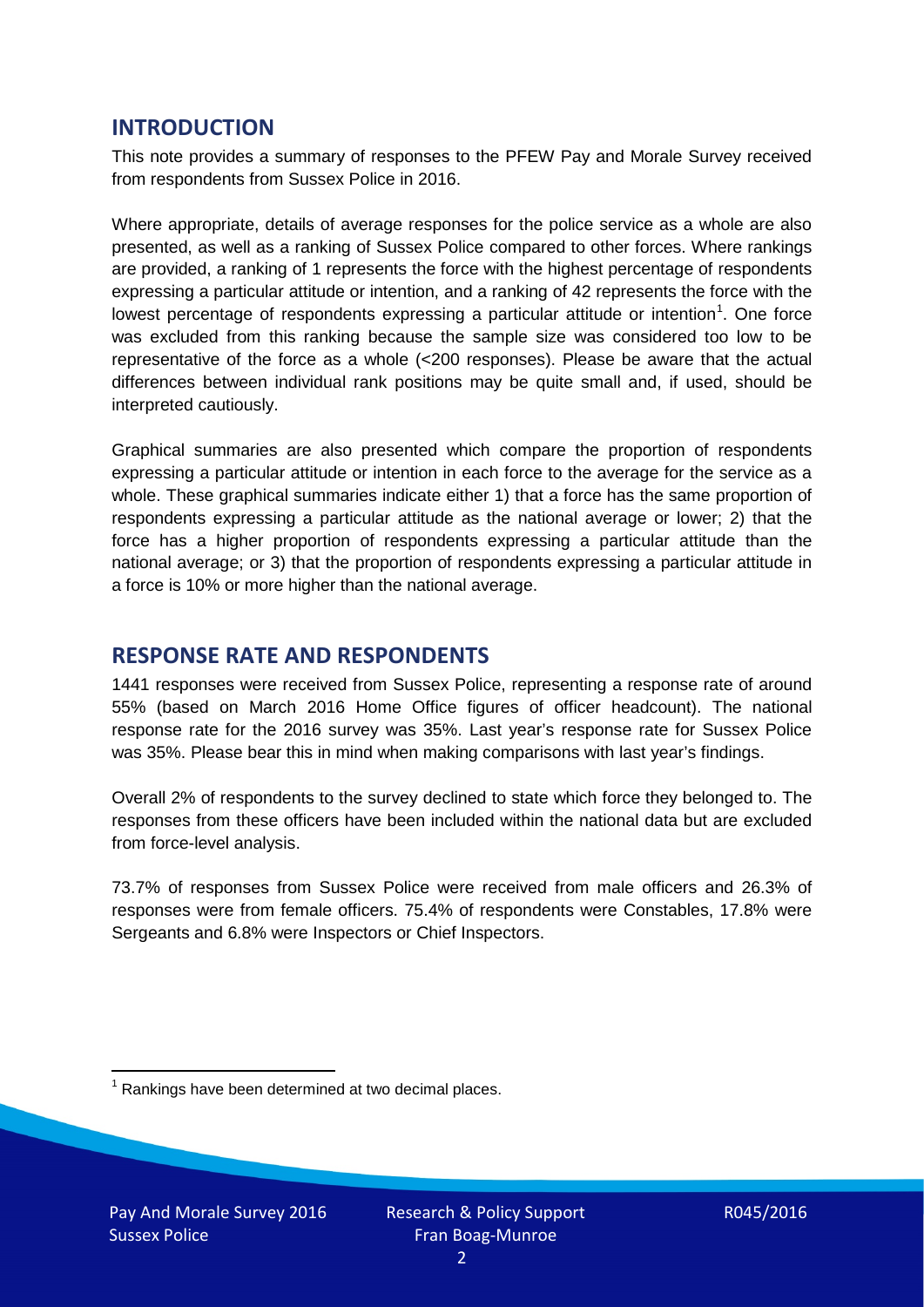## INTRODUCTION

This note provides a summary of responses to the PFEW Pay and Morale Survey received from respondents from Sussex Police in 2016.

Where appropriate, details of average responses for the police service as a whole are also presented, as well as a ranking of Sussex Police compared to other forces. Where rankings are provided, a ranking of 1 represents the force with the highest percentage of respondents expressing a particular attitude or intention, and a ranking of 42 represents the force with the lowest percentage of respondents expressing a particular attitude or intention[1]. One force was excluded from this ranking because the sample size was considered too low to be representative of the force as a whole (<200 responses). Please be aware that the actual differences between individual rank positions may be quite small and, if used, should be interpreted cautiously.

Graphical summaries are also presented which compare the proportion of respondents expressing a particular attitude or intention in each force to the average for the service as a whole. These graphical summaries indicate either 1) that a force has the same proportion of respondents expressing a particular attitude as the national average or lower; 2) that the force has a higher proportion of respondents expressing a particular attitude than the national average; or 3) that the proportion of respondents expressing a particular attitude in a force is 10% or more higher than the national average.

## RESPONSE RATE AND RESPONDENTS

1441 responses were received from Sussex Police, representing a response rate of around 55% (based on March 2016 Home Office figures of officer headcount). The national response rate for the 2016 survey was 35%. Last year's response rate for Sussex Police was 35%. Please bear this in mind when making comparisons with last year's findings.

Overall 2% of respondents to the survey declined to state which force they belonged to. The responses from these officers have been included within the national data but are excluded from force-level analysis.

73.7% of responses from Sussex Police were received from male officers and 26.3% of responses were from female officers. 75.4% of respondents were Constables, 17.8% were Sergeants and 6.8% were Inspectors or Chief Inspectors.

[1] Rankings have been determined at two decimal places.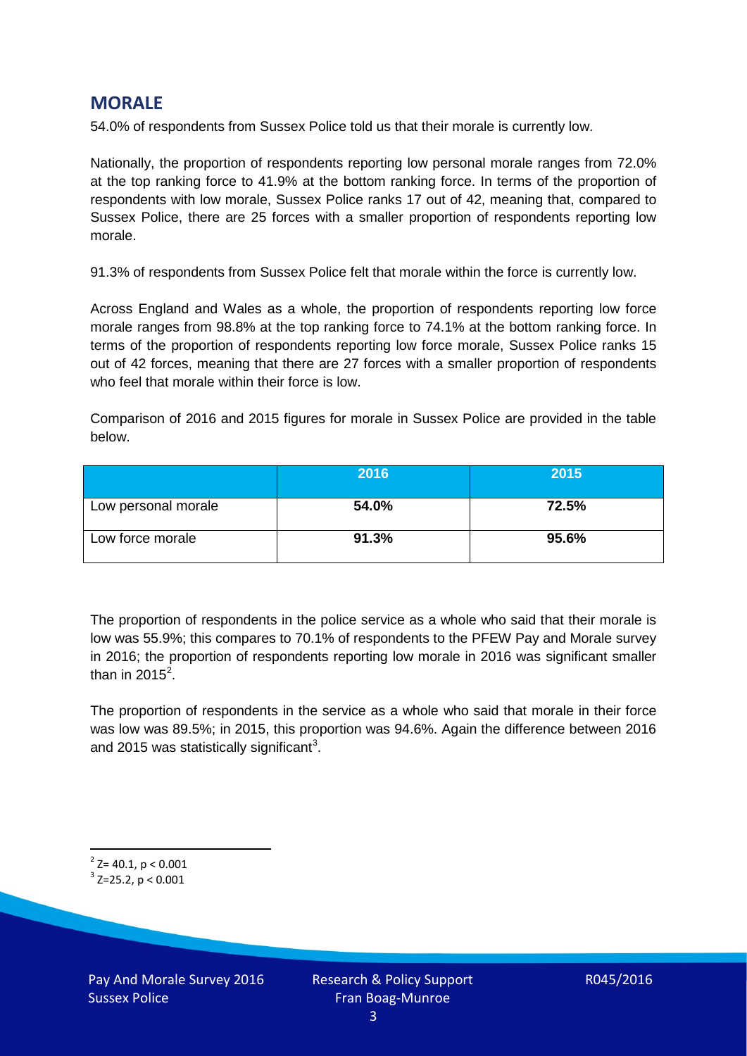## MORALE

54.0% of respondents from Sussex Police told us that their morale is currently low.

Nationally, the proportion of respondents reporting low personal morale ranges from 72.0% at the top ranking force to 41.9% at the bottom ranking force. In terms of the proportion of respondents with low morale, Sussex Police ranks 17 out of 42, meaning that, compared to Sussex Police, there are 25 forces with a smaller proportion of respondents reporting low morale.

91.3% of respondents from Sussex Police felt that morale within the force is currently low.

Across England and Wales as a whole, the proportion of respondents reporting low force morale ranges from 98.8% at the top ranking force to 74.1% at the bottom ranking force. In terms of the proportion of respondents reporting low force morale, Sussex Police ranks 15 out of 42 forces, meaning that there are 27 forces with a smaller proportion of respondents who feel that morale within their force is low.

Comparison of 2016 and 2015 figures for morale in Sussex Police are provided in the table below.

| | 2016 | 2015 |
|---|---|---|
| Low personal morale | **54.0%** | **72.5%** |
| Low force morale | **91.3%** | **95.6%** |

The proportion of respondents in the police service as a whole who said that their morale is low was 55.9%; this compares to 70.1% of respondents to the PFEW Pay and Morale survey in 2016; the proportion of respondents reporting low morale in 2016 was significant smaller than in 2015[2].

The proportion of respondents in the service as a whole who said that morale in their force was low was 89.5%; in 2015, this proportion was 94.6%. Again the difference between 2016 and 2015 was statistically significant[3].

[2] $Z= 40.1$, $p < 0.001$

[3] $Z=25.2$, $p < 0.001$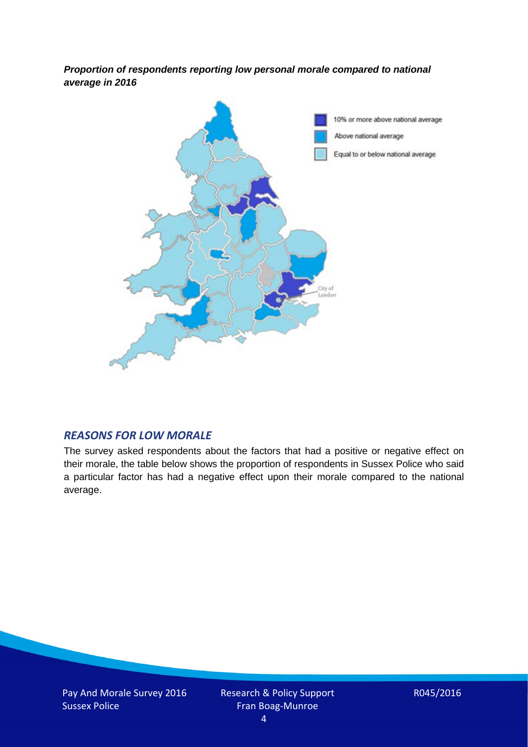***Proportion of respondents reporting low personal morale compared to national average in 2016***

## *REASONS FOR LOW MORALE*

The survey asked respondents about the factors that had a positive or negative effect on their morale, the table below shows the proportion of respondents in Sussex Police who said a particular factor has had a negative effect upon their morale compared to the national average.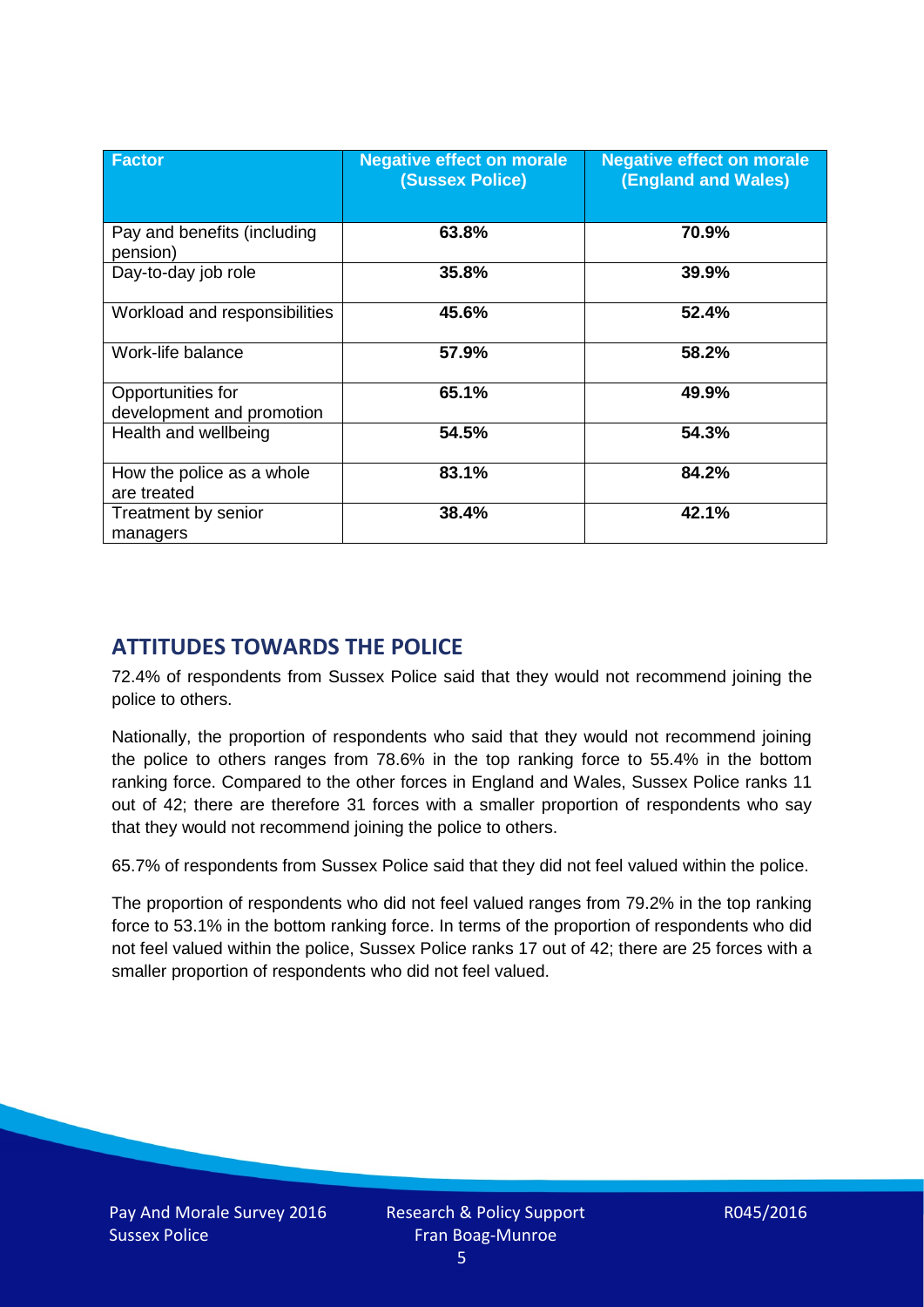| Factor | Negative effect on morale (Sussex Police) | Negative effect on morale (England and Wales) |
|---|---|---|
| Pay and benefits (including pension) | **63.8%** | **70.9%** |
| Day-to-day job role | **35.8%** | **39.9%** |
| Workload and responsibilities | **45.6%** | **52.4%** |
| Work-life balance | **57.9%** | **58.2%** |
| Opportunities for development and promotion | **65.1%** | **49.9%** |
| Health and wellbeing | **54.5%** | **54.3%** |
| How the police as a whole are treated | **83.1%** | **84.2%** |
| Treatment by senior managers | **38.4%** | **42.1%** |

## ATTITUDES TOWARDS THE POLICE

72.4% of respondents from Sussex Police said that they would not recommend joining the police to others.

Nationally, the proportion of respondents who said that they would not recommend joining the police to others ranges from 78.6% in the top ranking force to 55.4% in the bottom ranking force. Compared to the other forces in England and Wales, Sussex Police ranks 11 out of 42; there are therefore 31 forces with a smaller proportion of respondents who say that they would not recommend joining the police to others.

65.7% of respondents from Sussex Police said that they did not feel valued within the police.

The proportion of respondents who did not feel valued ranges from 79.2% in the top ranking force to 53.1% in the bottom ranking force. In terms of the proportion of respondents who did not feel valued within the police, Sussex Police ranks 17 out of 42; there are 25 forces with a smaller proportion of respondents who did not feel valued.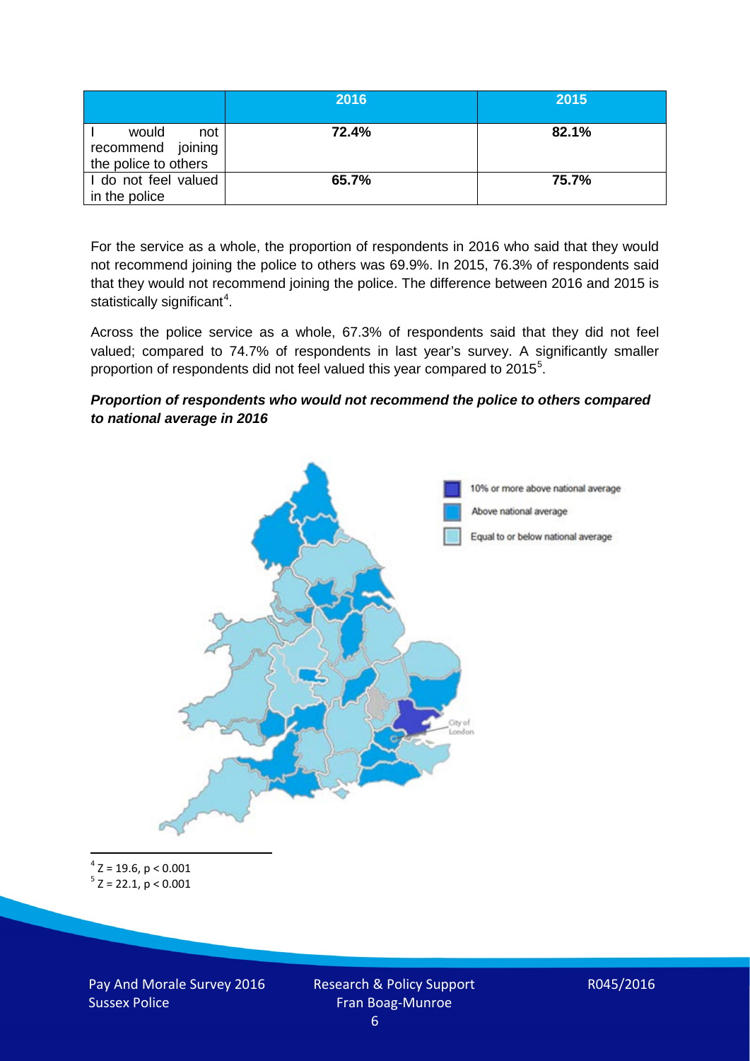| | 2016 | 2015 |
|---|---|---|
| I would not recommend joining the police to others | **72.4%** | **82.1%** |
| I do not feel valued in the police | **65.7%** | **75.7%** |

For the service as a whole, the proportion of respondents in 2016 who said that they would not recommend joining the police to others was 69.9%. In 2015, 76.3% of respondents said that they would not recommend joining the police. The difference between 2016 and 2015 is statistically significant[4].

Across the police service as a whole, 67.3% of respondents said that they did not feel valued; compared to 74.7% of respondents in last year's survey. A significantly smaller proportion of respondents did not feel valued this year compared to 2015[5].

***Proportion of respondents who would not recommend the police to others compared to national average in 2016***

10% or more above national average

Above national average

Equal to or below national average

City of London

[4] $Z = 19.6$, $p < 0.001$

[5] $Z = 22.1$, $p < 0.001$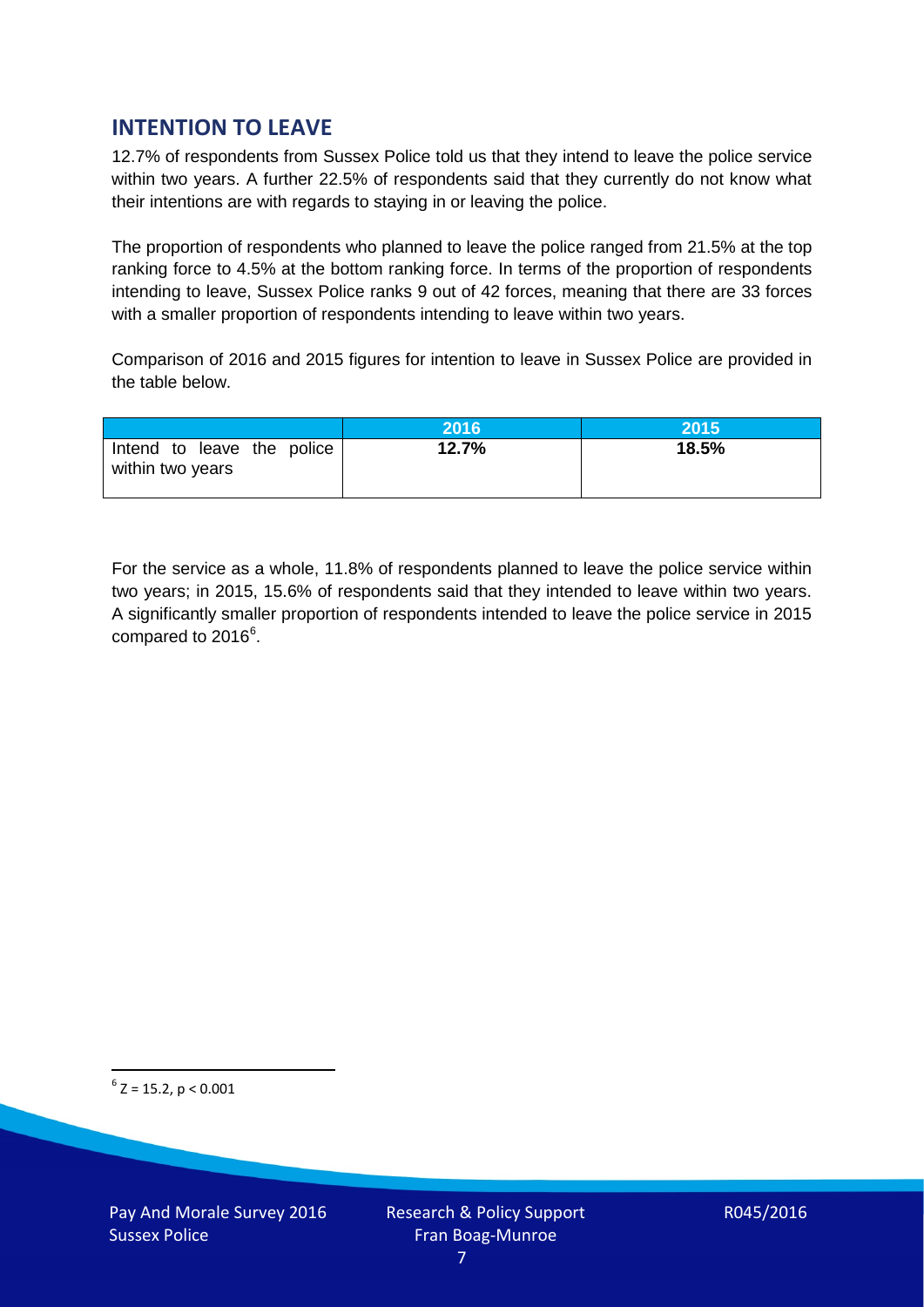## INTENTION TO LEAVE

12.7% of respondents from Sussex Police told us that they intend to leave the police service within two years. A further 22.5% of respondents said that they currently do not know what their intentions are with regards to staying in or leaving the police.

The proportion of respondents who planned to leave the police ranged from 21.5% at the top ranking force to 4.5% at the bottom ranking force. In terms of the proportion of respondents intending to leave, Sussex Police ranks 9 out of 42 forces, meaning that there are 33 forces with a smaller proportion of respondents intending to leave within two years.

Comparison of 2016 and 2015 figures for intention to leave in Sussex Police are provided in the table below.

| | 2016 | 2015 |
|---|---|---|
| Intend to leave the police within two years | **12.7%** | **18.5%** |

For the service as a whole, 11.8% of respondents planned to leave the police service within two years; in 2015, 15.6% of respondents said that they intended to leave within two years. A significantly smaller proportion of respondents intended to leave the police service in 2015 compared to 2016[6].

[6] $Z = 15.2$, $p < 0.001$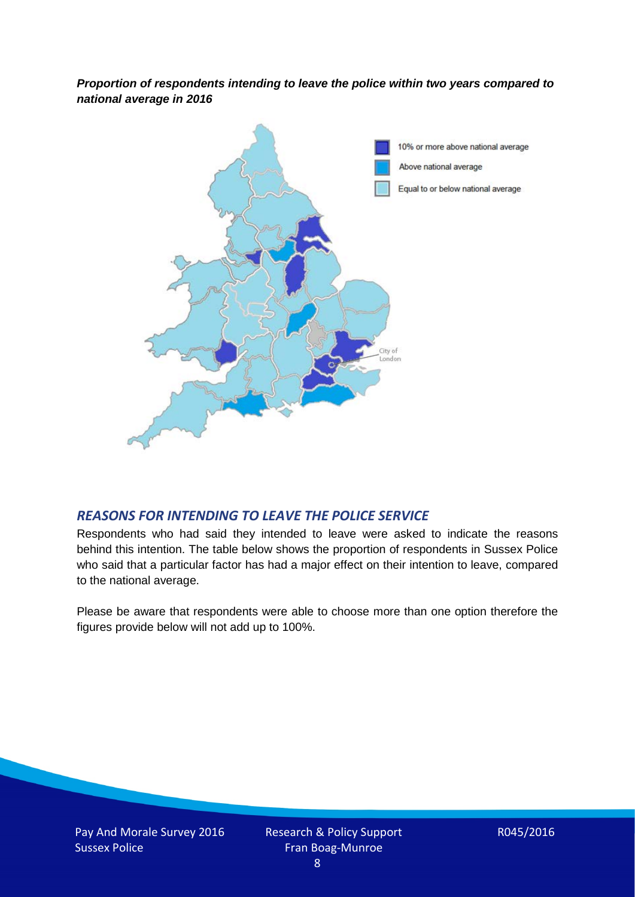***Proportion of respondents intending to leave the police within two years compared to national average in 2016***

## *REASONS FOR INTENDING TO LEAVE THE POLICE SERVICE*

Respondents who had said they intended to leave were asked to indicate the reasons behind this intention. The table below shows the proportion of respondents in Sussex Police who said that a particular factor has had a major effect on their intention to leave, compared to the national average.

Please be aware that respondents were able to choose more than one option therefore the figures provide below will not add up to 100%.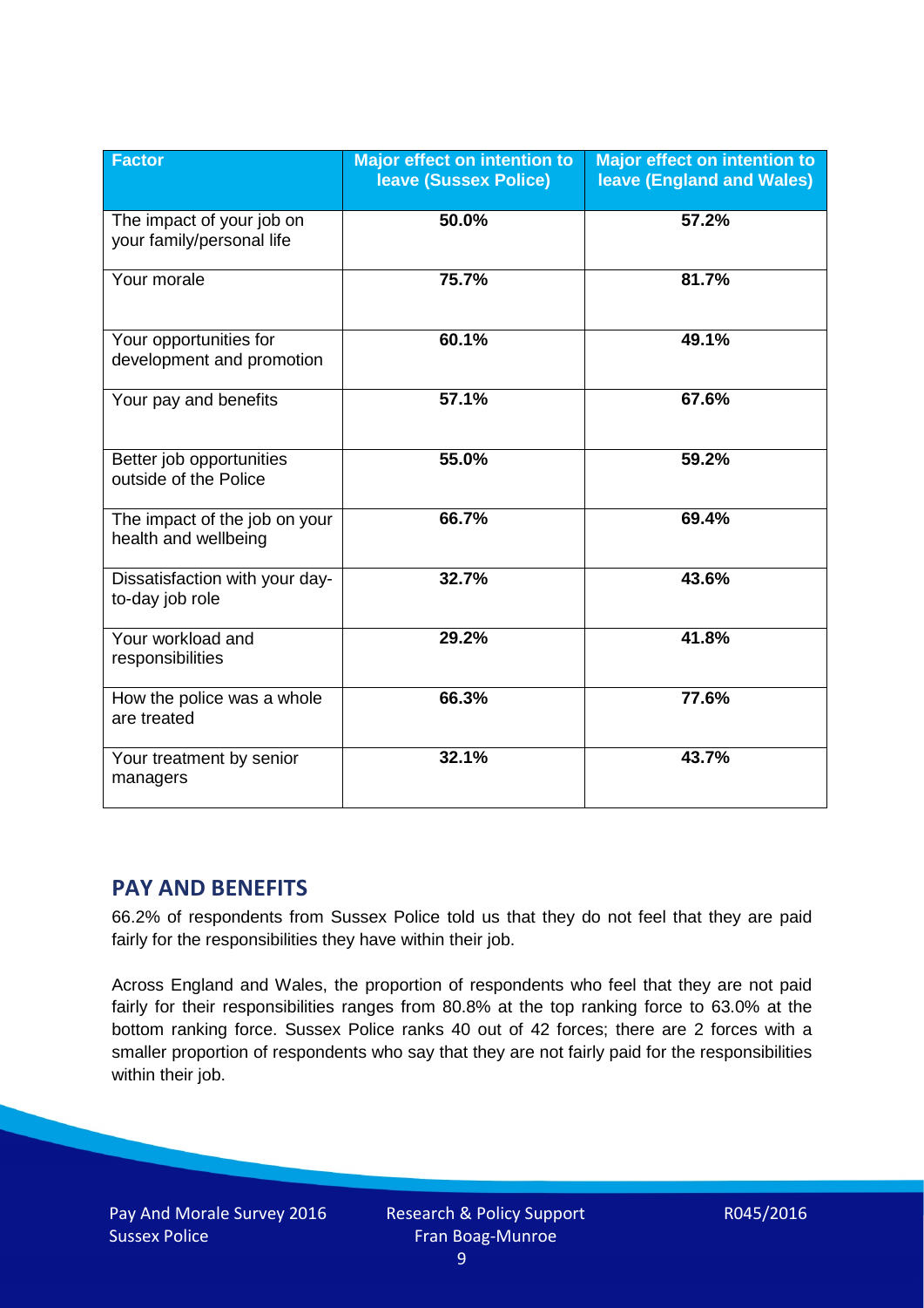| Factor | Major effect on intention to leave (Sussex Police) | Major effect on intention to leave (England and Wales) |
|---|---|---|
| The impact of your job on your family/personal life | 50.0% | 57.2% |
| Your morale | 75.7% | 81.7% |
| Your opportunities for development and promotion | 60.1% | 49.1% |
| Your pay and benefits | 57.1% | 67.6% |
| Better job opportunities outside of the Police | 55.0% | 59.2% |
| The impact of the job on your health and wellbeing | 66.7% | 69.4% |
| Dissatisfaction with your day-to-day job role | 32.7% | 43.6% |
| Your workload and responsibilities | 29.2% | 41.8% |
| How the police was a whole are treated | 66.3% | 77.6% |
| Your treatment by senior managers | 32.1% | 43.7% |

## PAY AND BENEFITS

66.2% of respondents from Sussex Police told us that they do not feel that they are paid fairly for the responsibilities they have within their job.

Across England and Wales, the proportion of respondents who feel that they are not paid fairly for their responsibilities ranges from 80.8% at the top ranking force to 63.0% at the bottom ranking force. Sussex Police ranks 40 out of 42 forces; there are 2 forces with a smaller proportion of respondents who say that they are not fairly paid for the responsibilities within their job.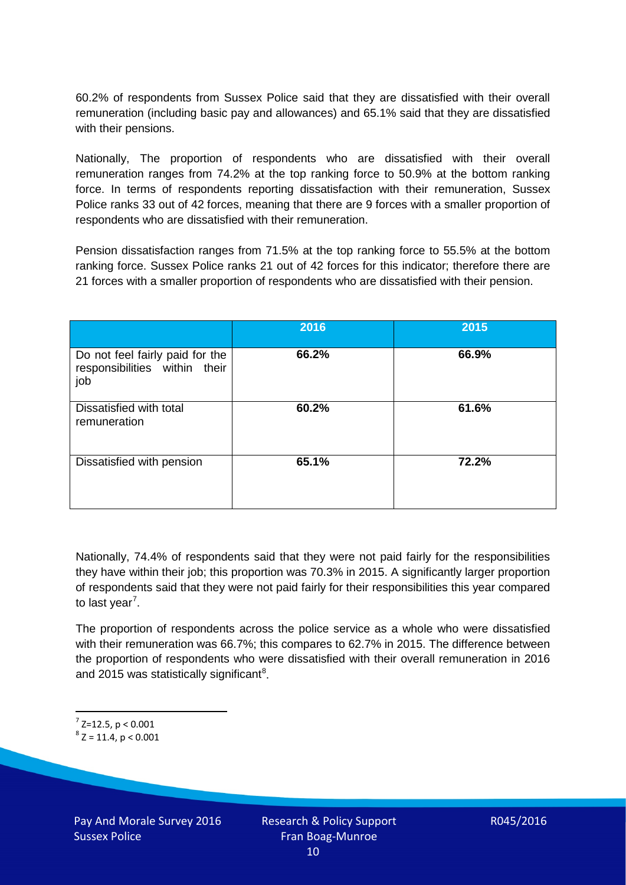60.2% of respondents from Sussex Police said that they are dissatisfied with their overall remuneration (including basic pay and allowances) and 65.1% said that they are dissatisfied with their pensions.

Nationally, The proportion of respondents who are dissatisfied with their overall remuneration ranges from 74.2% at the top ranking force to 50.9% at the bottom ranking force. In terms of respondents reporting dissatisfaction with their remuneration, Sussex Police ranks 33 out of 42 forces, meaning that there are 9 forces with a smaller proportion of respondents who are dissatisfied with their remuneration.

Pension dissatisfaction ranges from 71.5% at the top ranking force to 55.5% at the bottom ranking force. Sussex Police ranks 21 out of 42 forces for this indicator; therefore there are 21 forces with a smaller proportion of respondents who are dissatisfied with their pension.

| | 2016 | 2015 |
|---|---|---|
| Do not feel fairly paid for the responsibilities within their job | 66.2% | 66.9% |
| Dissatisfied with total remuneration | 60.2% | 61.6% |
| Dissatisfied with pension | 65.1% | 72.2% |

Nationally, 74.4% of respondents said that they were not paid fairly for the responsibilities they have within their job; this proportion was 70.3% in 2015. A significantly larger proportion of respondents said that they were not paid fairly for their responsibilities this year compared to last year[7].

The proportion of respondents across the police service as a whole who were dissatisfied with their remuneration was 66.7%; this compares to 62.7% in 2015. The difference between the proportion of respondents who were dissatisfied with their overall remuneration in 2016 and 2015 was statistically significant[8].

[7] $Z=12.5, p < 0.001$

[8] $Z = 11.4, p < 0.001$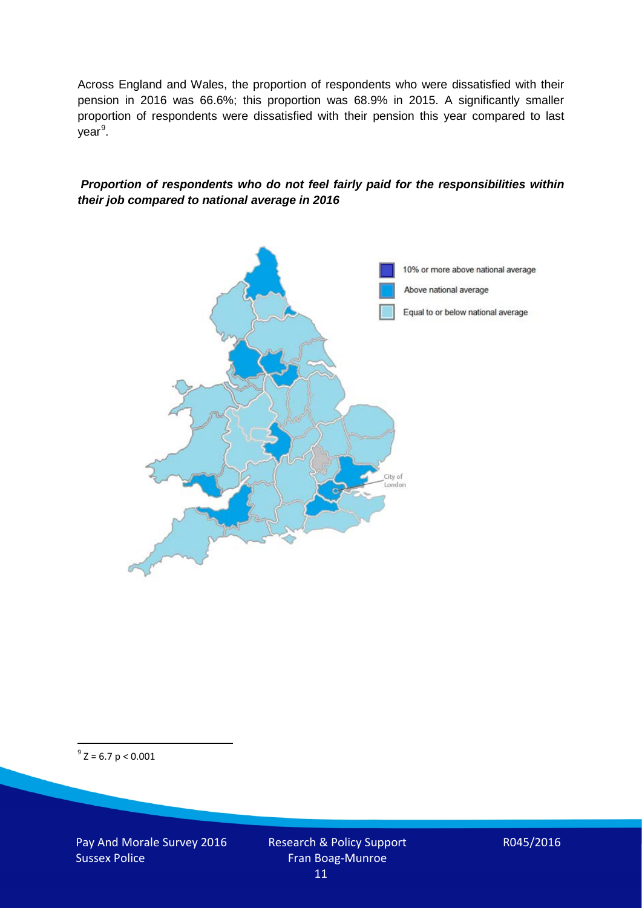Across England and Wales, the proportion of respondents who were dissatisfied with their pension in 2016 was 66.6%; this proportion was 68.9% in 2015. A significantly smaller proportion of respondents were dissatisfied with their pension this year compared to last year[9].

***Proportion of respondents who do not feel fairly paid for the responsibilities within their job compared to national average in 2016***

10% or more above national average

Above national average

Equal to or below national average

City of London

[9] $Z = 6.7$ $p < 0.001$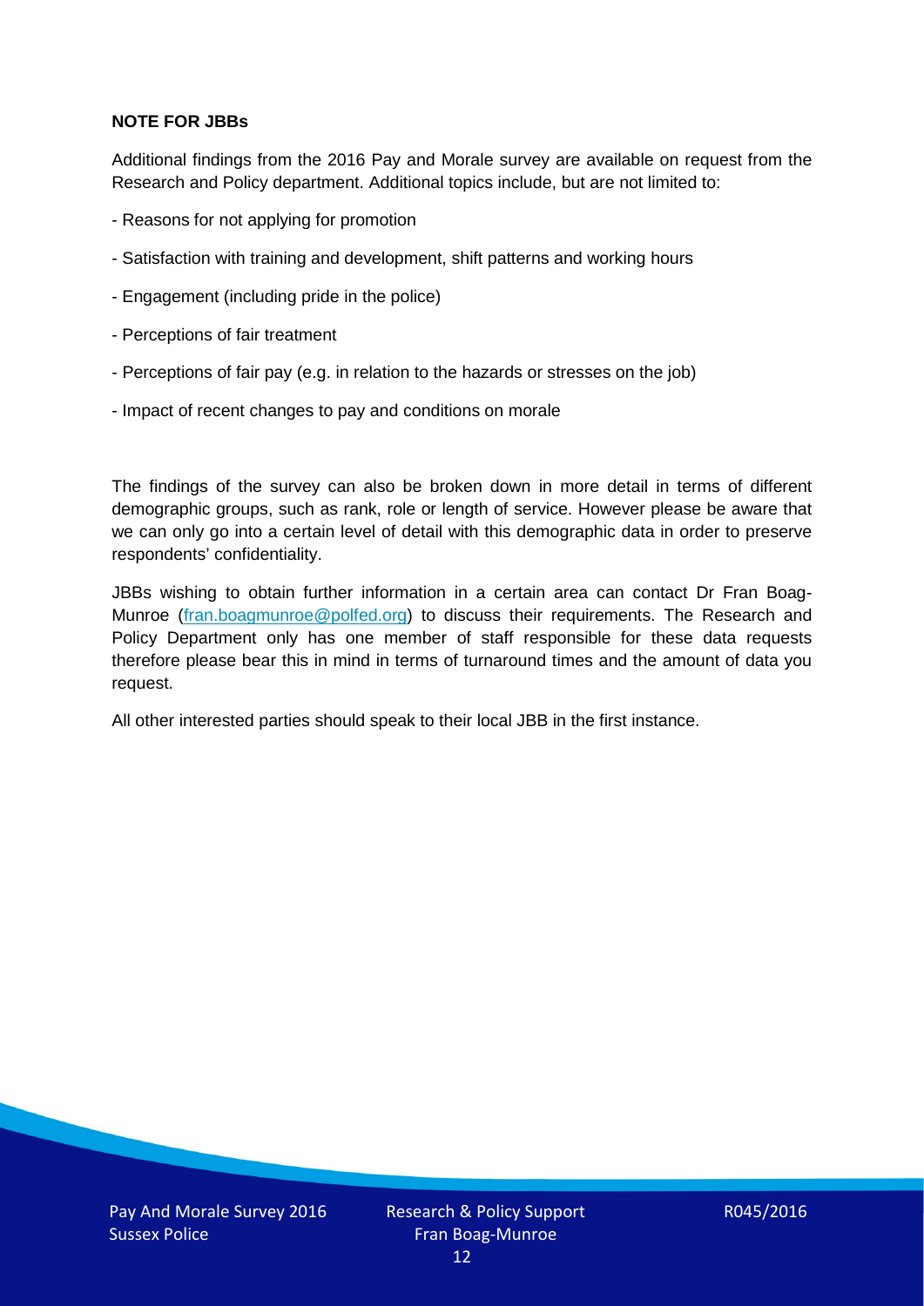**NOTE FOR JBBs**

Additional findings from the 2016 Pay and Morale survey are available on request from the Research and Policy department. Additional topics include, but are not limited to:

- Reasons for not applying for promotion
- Satisfaction with training and development, shift patterns and working hours
- Engagement (including pride in the police)
- Perceptions of fair treatment
- Perceptions of fair pay (e.g. in relation to the hazards or stresses on the job)
- Impact of recent changes to pay and conditions on morale

The findings of the survey can also be broken down in more detail in terms of different demographic groups, such as rank, role or length of service. However please be aware that we can only go into a certain level of detail with this demographic data in order to preserve respondents' confidentiality.

JBBs wishing to obtain further information in a certain area can contact Dr Fran Boag-Munroe (fran.boagmunroe@polfed.org) to discuss their requirements. The Research and Policy Department only has one member of staff responsible for these data requests therefore please bear this in mind in terms of turnaround times and the amount of data you request.

All other interested parties should speak to their local JBB in the first instance.